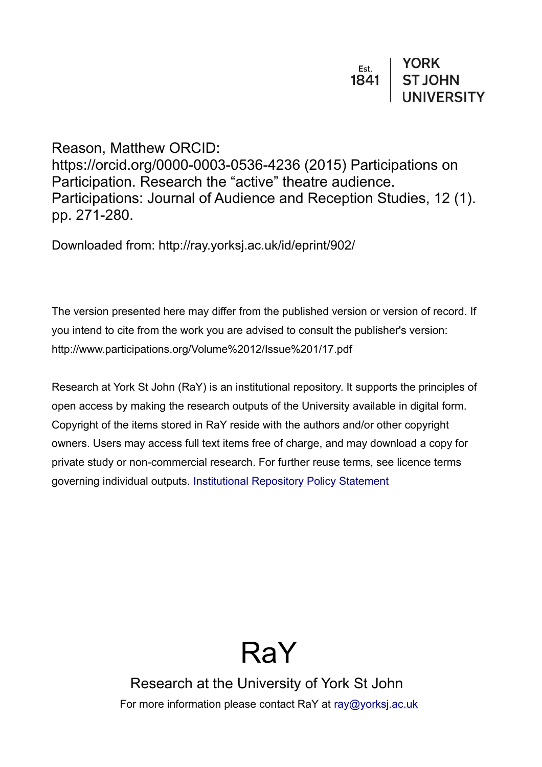Est. 1841 | YORK ST JOHN UNIVERSITY

Reason, Matthew ORCID: https://orcid.org/0000-0003-0536-4236 (2015) Participations on Participation. Research the “active” theatre audience. Participations: Journal of Audience and Reception Studies, 12 (1). pp. 271-280.

Downloaded from: http://ray.yorksj.ac.uk/id/eprint/902/

The version presented here may differ from the published version or version of record. If you intend to cite from the work you are advised to consult the publisher's version: http://www.participations.org/Volume%2012/Issue%201/17.pdf

Research at York St John (RaY) is an institutional repository. It supports the principles of open access by making the research outputs of the University available in digital form. Copyright of the items stored in RaY reside with the authors and/or other copyright owners. Users may access full text items free of charge, and may download a copy for private study or non-commercial research. For further reuse terms, see licence terms governing individual outputs. [Institutional Repository Policy Statement]

# RaY

Research at the University of York St John

For more information please contact RaY at ray@yorksj.ac.uk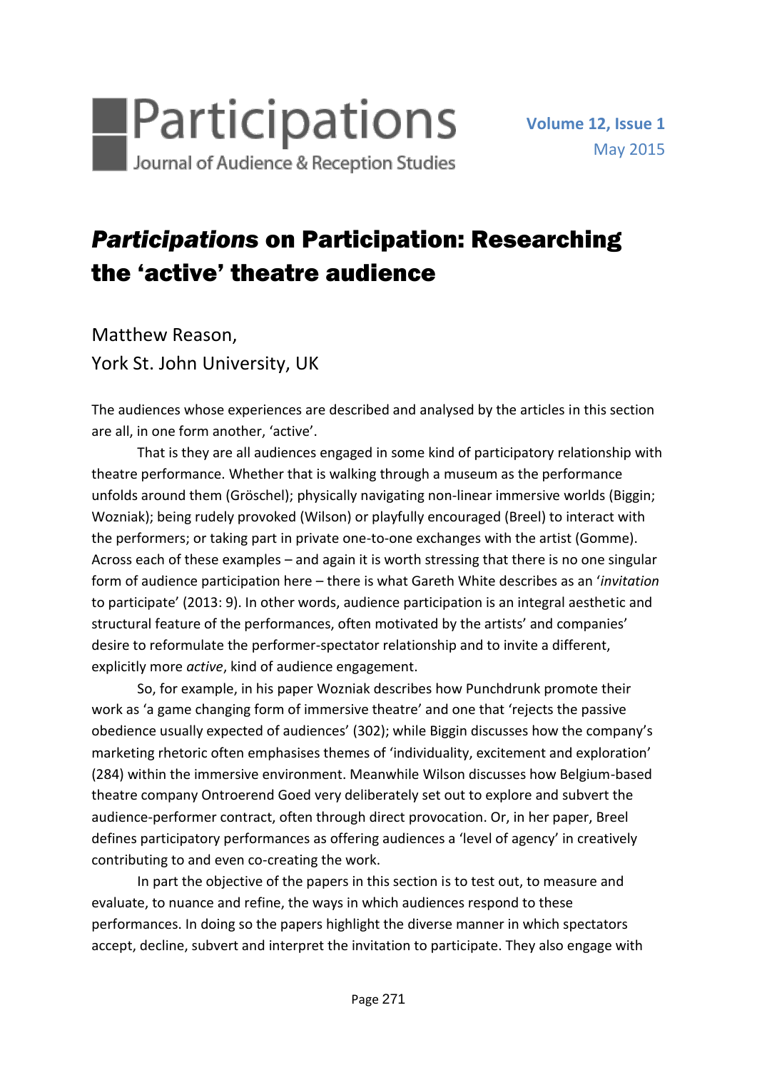# *Participations* on Participation: Researching the 'active' theatre audience

Matthew Reason,
York St. John University, UK

The audiences whose experiences are described and analysed by the articles in this section are all, in one form another, 'active'.

That is they are all audiences engaged in some kind of participatory relationship with theatre performance. Whether that is walking through a museum as the performance unfolds around them (Gröschel); physically navigating non-linear immersive worlds (Biggin; Wozniak); being rudely provoked (Wilson) or playfully encouraged (Breel) to interact with the performers; or taking part in private one-to-one exchanges with the artist (Gomme). Across each of these examples – and again it is worth stressing that there is no one singular form of audience participation here – there is what Gareth White describes as an '*invitation* to participate' (2013: 9). In other words, audience participation is an integral aesthetic and structural feature of the performances, often motivated by the artists' and companies' desire to reformulate the performer-spectator relationship and to invite a different, explicitly more *active*, kind of audience engagement.

So, for example, in his paper Wozniak describes how Punchdrunk promote their work as 'a game changing form of immersive theatre' and one that 'rejects the passive obedience usually expected of audiences' (302); while Biggin discusses how the company's marketing rhetoric often emphasises themes of 'individuality, excitement and exploration' (284) within the immersive environment. Meanwhile Wilson discusses how Belgium-based theatre company Ontroerend Goed very deliberately set out to explore and subvert the audience-performer contract, often through direct provocation. Or, in her paper, Breel defines participatory performances as offering audiences a 'level of agency' in creatively contributing to and even co-creating the work.

In part the objective of the papers in this section is to test out, to measure and evaluate, to nuance and refine, the ways in which audiences respond to these performances. In doing so the papers highlight the diverse manner in which spectators accept, decline, subvert and interpret the invitation to participate. They also engage with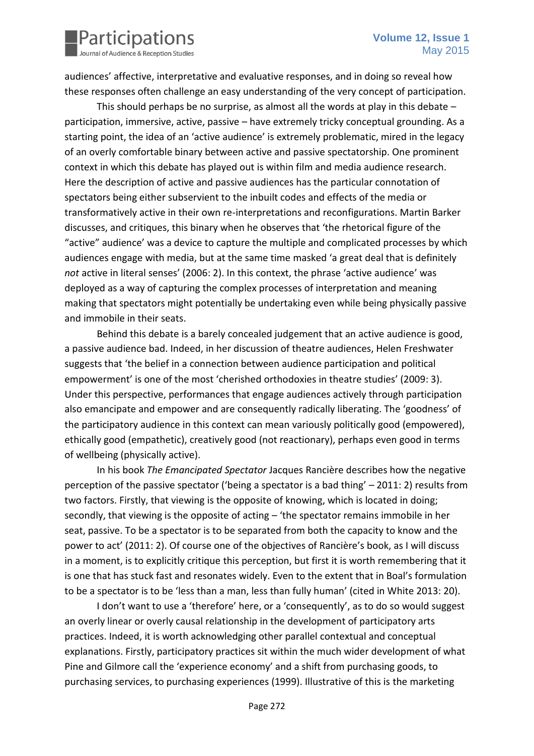audiences' affective, interpretative and evaluative responses, and in doing so reveal how these responses often challenge an easy understanding of the very concept of participation.

This should perhaps be no surprise, as almost all the words at play in this debate – participation, immersive, active, passive – have extremely tricky conceptual grounding. As a starting point, the idea of an 'active audience' is extremely problematic, mired in the legacy of an overly comfortable binary between active and passive spectatorship. One prominent context in which this debate has played out is within film and media audience research. Here the description of active and passive audiences has the particular connotation of spectators being either subservient to the inbuilt codes and effects of the media or transformatively active in their own re-interpretations and reconfigurations. Martin Barker discusses, and critiques, this binary when he observes that 'the rhetorical figure of the "active" audience' was a device to capture the multiple and complicated processes by which audiences engage with media, but at the same time masked 'a great deal that is definitely *not* active in literal senses' (2006: 2). In this context, the phrase 'active audience' was deployed as a way of capturing the complex processes of interpretation and meaning making that spectators might potentially be undertaking even while being physically passive and immobile in their seats.

Behind this debate is a barely concealed judgement that an active audience is good, a passive audience bad. Indeed, in her discussion of theatre audiences, Helen Freshwater suggests that 'the belief in a connection between audience participation and political empowerment' is one of the most 'cherished orthodoxies in theatre studies' (2009: 3). Under this perspective, performances that engage audiences actively through participation also emancipate and empower and are consequently radically liberating. The 'goodness' of the participatory audience in this context can mean variously politically good (empowered), ethically good (empathetic), creatively good (not reactionary), perhaps even good in terms of wellbeing (physically active).

In his book *The Emancipated Spectator* Jacques Rancière describes how the negative perception of the passive spectator ('being a spectator is a bad thing' – 2011: 2) results from two factors. Firstly, that viewing is the opposite of knowing, which is located in doing; secondly, that viewing is the opposite of acting – 'the spectator remains immobile in her seat, passive. To be a spectator is to be separated from both the capacity to know and the power to act' (2011: 2). Of course one of the objectives of Rancière's book, as I will discuss in a moment, is to explicitly critique this perception, but first it is worth remembering that it is one that has stuck fast and resonates widely. Even to the extent that in Boal's formulation to be a spectator is to be 'less than a man, less than fully human' (cited in White 2013: 20).

I don't want to use a 'therefore' here, or a 'consequently', as to do so would suggest an overly linear or overly causal relationship in the development of participatory arts practices. Indeed, it is worth acknowledging other parallel contextual and conceptual explanations. Firstly, participatory practices sit within the much wider development of what Pine and Gilmore call the 'experience economy' and a shift from purchasing goods, to purchasing services, to purchasing experiences (1999). Illustrative of this is the marketing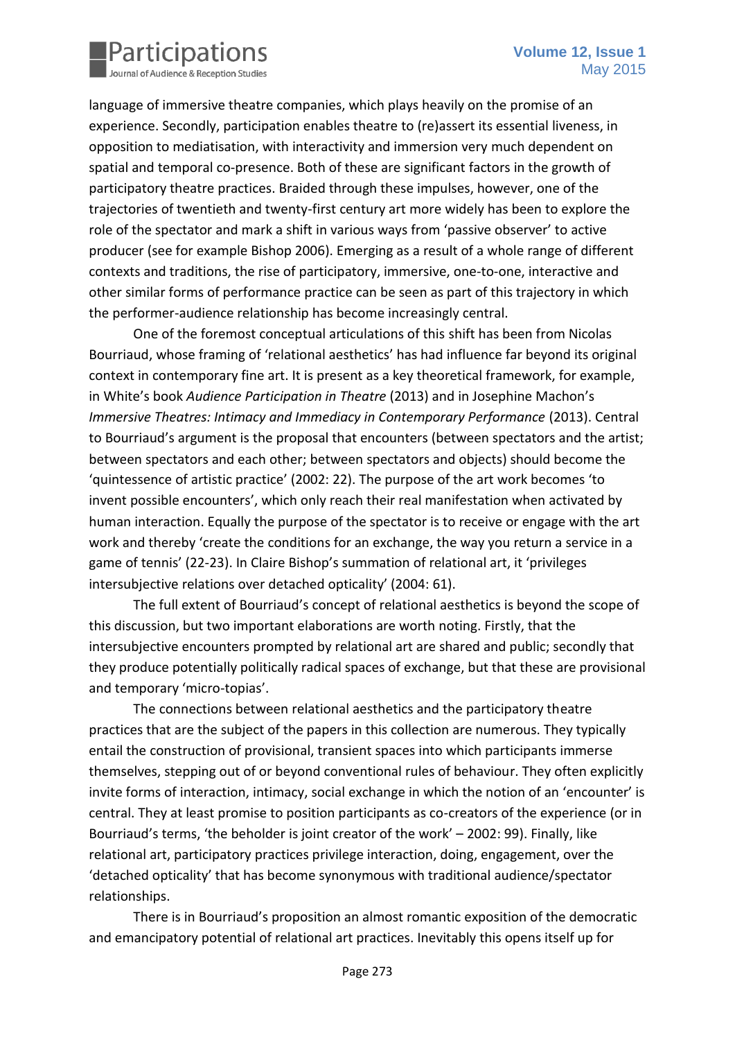language of immersive theatre companies, which plays heavily on the promise of an experience. Secondly, participation enables theatre to (re)assert its essential liveness, in opposition to mediatisation, with interactivity and immersion very much dependent on spatial and temporal co-presence. Both of these are significant factors in the growth of participatory theatre practices. Braided through these impulses, however, one of the trajectories of twentieth and twenty-first century art more widely has been to explore the role of the spectator and mark a shift in various ways from 'passive observer' to active producer (see for example Bishop 2006). Emerging as a result of a whole range of different contexts and traditions, the rise of participatory, immersive, one-to-one, interactive and other similar forms of performance practice can be seen as part of this trajectory in which the performer-audience relationship has become increasingly central.

One of the foremost conceptual articulations of this shift has been from Nicolas Bourriaud, whose framing of 'relational aesthetics' has had influence far beyond its original context in contemporary fine art. It is present as a key theoretical framework, for example, in White's book *Audience Participation in Theatre* (2013) and in Josephine Machon's *Immersive Theatres: Intimacy and Immediacy in Contemporary Performance* (2013). Central to Bourriaud's argument is the proposal that encounters (between spectators and the artist; between spectators and each other; between spectators and objects) should become the 'quintessence of artistic practice' (2002: 22). The purpose of the art work becomes 'to invent possible encounters', which only reach their real manifestation when activated by human interaction. Equally the purpose of the spectator is to receive or engage with the art work and thereby 'create the conditions for an exchange, the way you return a service in a game of tennis' (22-23). In Claire Bishop's summation of relational art, it 'privileges intersubjective relations over detached opticality' (2004: 61).

The full extent of Bourriaud's concept of relational aesthetics is beyond the scope of this discussion, but two important elaborations are worth noting. Firstly, that the intersubjective encounters prompted by relational art are shared and public; secondly that they produce potentially politically radical spaces of exchange, but that these are provisional and temporary 'micro-topias'.

The connections between relational aesthetics and the participatory theatre practices that are the subject of the papers in this collection are numerous. They typically entail the construction of provisional, transient spaces into which participants immerse themselves, stepping out of or beyond conventional rules of behaviour. They often explicitly invite forms of interaction, intimacy, social exchange in which the notion of an 'encounter' is central. They at least promise to position participants as co-creators of the experience (or in Bourriaud's terms, 'the beholder is joint creator of the work' – 2002: 99). Finally, like relational art, participatory practices privilege interaction, doing, engagement, over the 'detached opticality' that has become synonymous with traditional audience/spectator relationships.

There is in Bourriaud's proposition an almost romantic exposition of the democratic and emancipatory potential of relational art practices. Inevitably this opens itself up for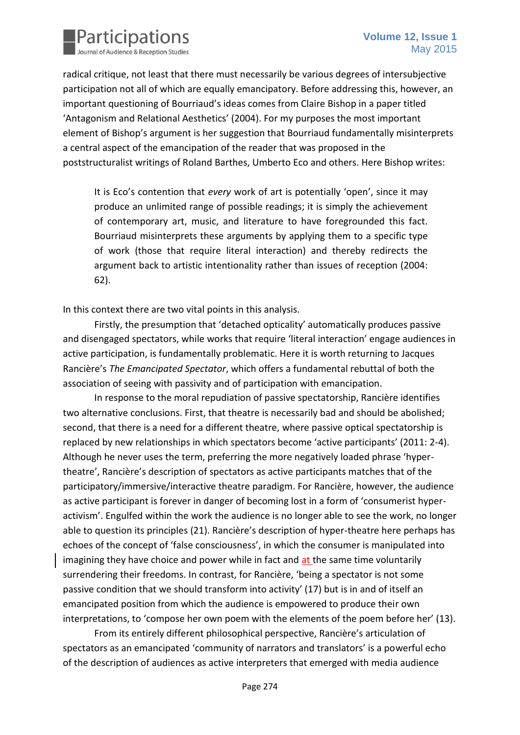radical critique, not least that there must necessarily be various degrees of intersubjective participation not all of which are equally emancipatory. Before addressing this, however, an important questioning of Bourriaud's ideas comes from Claire Bishop in a paper titled 'Antagonism and Relational Aesthetics' (2004). For my purposes the most important element of Bishop's argument is her suggestion that Bourriaud fundamentally misinterprets a central aspect of the emancipation of the reader that was proposed in the poststructuralist writings of Roland Barthes, Umberto Eco and others. Here Bishop writes:

> It is Eco's contention that *every* work of art is potentially 'open', since it may produce an unlimited range of possible readings; it is simply the achievement of contemporary art, music, and literature to have foregrounded this fact. Bourriaud misinterprets these arguments by applying them to a specific type of work (those that require literal interaction) and thereby redirects the argument back to artistic intentionality rather than issues of reception (2004: 62).

In this context there are two vital points in this analysis.

Firstly, the presumption that 'detached opticality' automatically produces passive and disengaged spectators, while works that require 'literal interaction' engage audiences in active participation, is fundamentally problematic. Here it is worth returning to Jacques Rancière's *The Emancipated Spectator*, which offers a fundamental rebuttal of both the association of seeing with passivity and of participation with emancipation.

In response to the moral repudiation of passive spectatorship, Rancière identifies two alternative conclusions. First, that theatre is necessarily bad and should be abolished; second, that there is a need for a different theatre, where passive optical spectatorship is replaced by new relationships in which spectators become 'active participants' (2011: 2-4). Although he never uses the term, preferring the more negatively loaded phrase 'hyper-theatre', Rancière's description of spectators as active participants matches that of the participatory/immersive/interactive theatre paradigm. For Rancière, however, the audience as active participant is forever in danger of becoming lost in a form of 'consumerist hyper-activism'. Engulfed within the work the audience is no longer able to see the work, no longer able to question its principles (21). Rancière's description of hyper-theatre here perhaps has echoes of the concept of 'false consciousness', in which the consumer is manipulated into imagining they have choice and power while in fact and at the same time voluntarily surrendering their freedoms. In contrast, for Rancière, 'being a spectator is not some passive condition that we should transform into activity' (17) but is in and of itself an emancipated position from which the audience is empowered to produce their own interpretations, to 'compose her own poem with the elements of the poem before her' (13).

From its entirely different philosophical perspective, Rancière's articulation of spectators as an emancipated 'community of narrators and translators' is a powerful echo of the description of audiences as active interpreters that emerged with media audience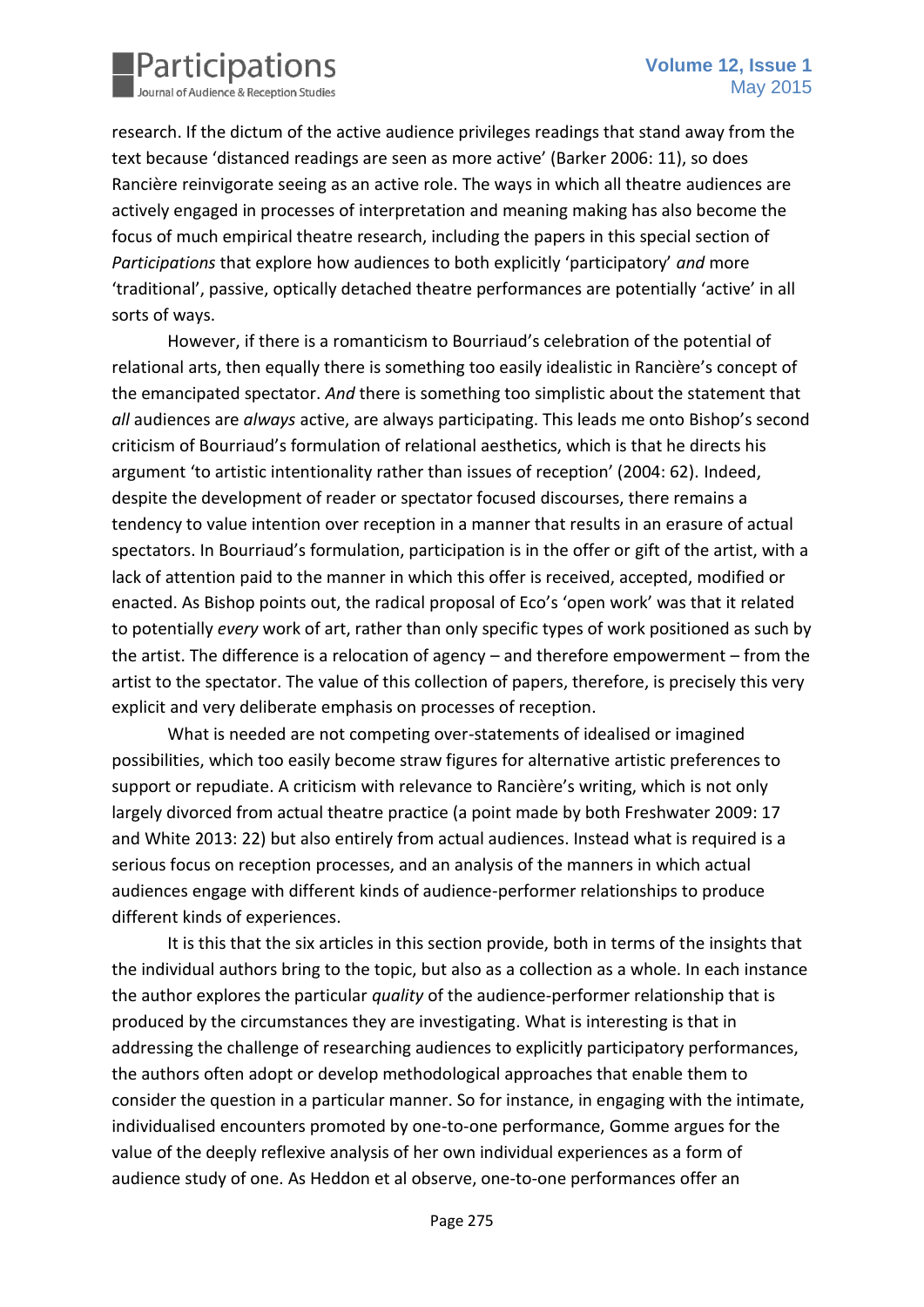research. If the dictum of the active audience privileges readings that stand away from the text because 'distanced readings are seen as more active' (Barker 2006: 11), so does Rancière reinvigorate seeing as an active role. The ways in which all theatre audiences are actively engaged in processes of interpretation and meaning making has also become the focus of much empirical theatre research, including the papers in this special section of *Participations* that explore how audiences to both explicitly 'participatory' *and* more 'traditional', passive, optically detached theatre performances are potentially 'active' in all sorts of ways.

However, if there is a romanticism to Bourriaud's celebration of the potential of relational arts, then equally there is something too easily idealistic in Rancière's concept of the emancipated spectator. *And* there is something too simplistic about the statement that *all* audiences are *always* active, are always participating. This leads me onto Bishop's second criticism of Bourriaud's formulation of relational aesthetics, which is that he directs his argument 'to artistic intentionality rather than issues of reception' (2004: 62). Indeed, despite the development of reader or spectator focused discourses, there remains a tendency to value intention over reception in a manner that results in an erasure of actual spectators. In Bourriaud's formulation, participation is in the offer or gift of the artist, with a lack of attention paid to the manner in which this offer is received, accepted, modified or enacted. As Bishop points out, the radical proposal of Eco's 'open work' was that it related to potentially *every* work of art, rather than only specific types of work positioned as such by the artist. The difference is a relocation of agency – and therefore empowerment – from the artist to the spectator. The value of this collection of papers, therefore, is precisely this very explicit and very deliberate emphasis on processes of reception.

What is needed are not competing over-statements of idealised or imagined possibilities, which too easily become straw figures for alternative artistic preferences to support or repudiate. A criticism with relevance to Rancière's writing, which is not only largely divorced from actual theatre practice (a point made by both Freshwater 2009: 17 and White 2013: 22) but also entirely from actual audiences. Instead what is required is a serious focus on reception processes, and an analysis of the manners in which actual audiences engage with different kinds of audience-performer relationships to produce different kinds of experiences.

It is this that the six articles in this section provide, both in terms of the insights that the individual authors bring to the topic, but also as a collection as a whole. In each instance the author explores the particular *quality* of the audience-performer relationship that is produced by the circumstances they are investigating. What is interesting is that in addressing the challenge of researching audiences to explicitly participatory performances, the authors often adopt or develop methodological approaches that enable them to consider the question in a particular manner. So for instance, in engaging with the intimate, individualised encounters promoted by one-to-one performance, Gomme argues for the value of the deeply reflexive analysis of her own individual experiences as a form of audience study of one. As Heddon et al observe, one-to-one performances offer an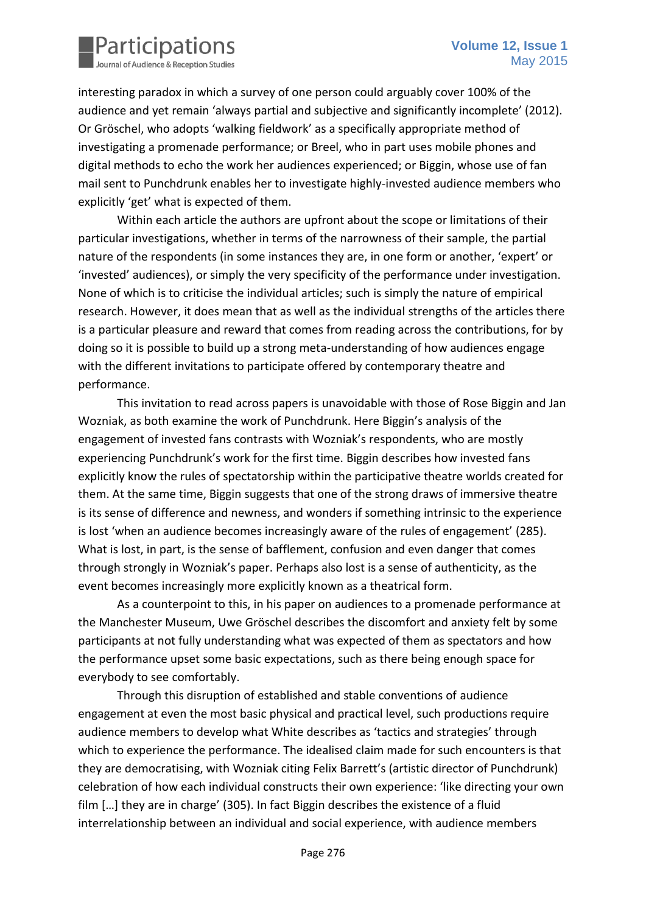interesting paradox in which a survey of one person could arguably cover 100% of the audience and yet remain 'always partial and subjective and significantly incomplete' (2012). Or Gröschel, who adopts 'walking fieldwork' as a specifically appropriate method of investigating a promenade performance; or Breel, who in part uses mobile phones and digital methods to echo the work her audiences experienced; or Biggin, whose use of fan mail sent to Punchdrunk enables her to investigate highly-invested audience members who explicitly 'get' what is expected of them.

Within each article the authors are upfront about the scope or limitations of their particular investigations, whether in terms of the narrowness of their sample, the partial nature of the respondents (in some instances they are, in one form or another, 'expert' or 'invested' audiences), or simply the very specificity of the performance under investigation. None of which is to criticise the individual articles; such is simply the nature of empirical research. However, it does mean that as well as the individual strengths of the articles there is a particular pleasure and reward that comes from reading across the contributions, for by doing so it is possible to build up a strong meta-understanding of how audiences engage with the different invitations to participate offered by contemporary theatre and performance.

This invitation to read across papers is unavoidable with those of Rose Biggin and Jan Wozniak, as both examine the work of Punchdrunk. Here Biggin's analysis of the engagement of invested fans contrasts with Wozniak's respondents, who are mostly experiencing Punchdrunk's work for the first time. Biggin describes how invested fans explicitly know the rules of spectatorship within the participative theatre worlds created for them. At the same time, Biggin suggests that one of the strong draws of immersive theatre is its sense of difference and newness, and wonders if something intrinsic to the experience is lost 'when an audience becomes increasingly aware of the rules of engagement' (285). What is lost, in part, is the sense of bafflement, confusion and even danger that comes through strongly in Wozniak's paper. Perhaps also lost is a sense of authenticity, as the event becomes increasingly more explicitly known as a theatrical form.

As a counterpoint to this, in his paper on audiences to a promenade performance at the Manchester Museum, Uwe Gröschel describes the discomfort and anxiety felt by some participants at not fully understanding what was expected of them as spectators and how the performance upset some basic expectations, such as there being enough space for everybody to see comfortably.

Through this disruption of established and stable conventions of audience engagement at even the most basic physical and practical level, such productions require audience members to develop what White describes as 'tactics and strategies' through which to experience the performance. The idealised claim made for such encounters is that they are democratising, with Wozniak citing Felix Barrett's (artistic director of Punchdrunk) celebration of how each individual constructs their own experience: 'like directing your own film […] they are in charge' (305). In fact Biggin describes the existence of a fluid interrelationship between an individual and social experience, with audience members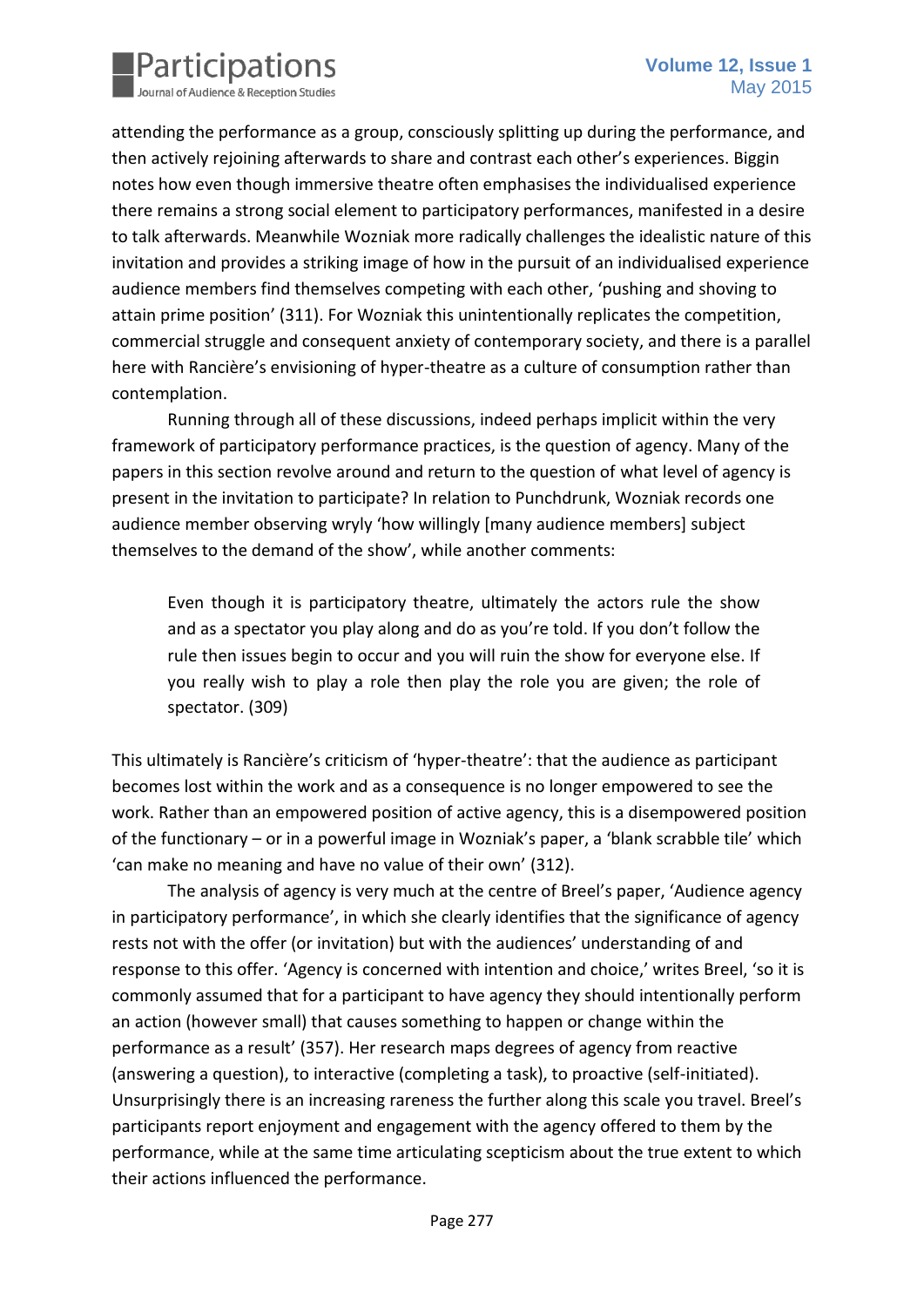attending the performance as a group, consciously splitting up during the performance, and then actively rejoining afterwards to share and contrast each other's experiences. Biggin notes how even though immersive theatre often emphasises the individualised experience there remains a strong social element to participatory performances, manifested in a desire to talk afterwards. Meanwhile Wozniak more radically challenges the idealistic nature of this invitation and provides a striking image of how in the pursuit of an individualised experience audience members find themselves competing with each other, 'pushing and shoving to attain prime position' (311). For Wozniak this unintentionally replicates the competition, commercial struggle and consequent anxiety of contemporary society, and there is a parallel here with Rancière's envisioning of hyper-theatre as a culture of consumption rather than contemplation.

Running through all of these discussions, indeed perhaps implicit within the very framework of participatory performance practices, is the question of agency. Many of the papers in this section revolve around and return to the question of what level of agency is present in the invitation to participate? In relation to Punchdrunk, Wozniak records one audience member observing wryly 'how willingly [many audience members] subject themselves to the demand of the show', while another comments:

> Even though it is participatory theatre, ultimately the actors rule the show and as a spectator you play along and do as you're told. If you don't follow the rule then issues begin to occur and you will ruin the show for everyone else. If you really wish to play a role then play the role you are given; the role of spectator. (309)

This ultimately is Rancière's criticism of 'hyper-theatre': that the audience as participant becomes lost within the work and as a consequence is no longer empowered to see the work. Rather than an empowered position of active agency, this is a disempowered position of the functionary – or in a powerful image in Wozniak's paper, a 'blank scrabble tile' which 'can make no meaning and have no value of their own' (312).

The analysis of agency is very much at the centre of Breel's paper, 'Audience agency in participatory performance', in which she clearly identifies that the significance of agency rests not with the offer (or invitation) but with the audiences' understanding of and response to this offer. 'Agency is concerned with intention and choice,' writes Breel, 'so it is commonly assumed that for a participant to have agency they should intentionally perform an action (however small) that causes something to happen or change within the performance as a result' (357). Her research maps degrees of agency from reactive (answering a question), to interactive (completing a task), to proactive (self-initiated). Unsurprisingly there is an increasing rareness the further along this scale you travel. Breel's participants report enjoyment and engagement with the agency offered to them by the performance, while at the same time articulating scepticism about the true extent to which their actions influenced the performance.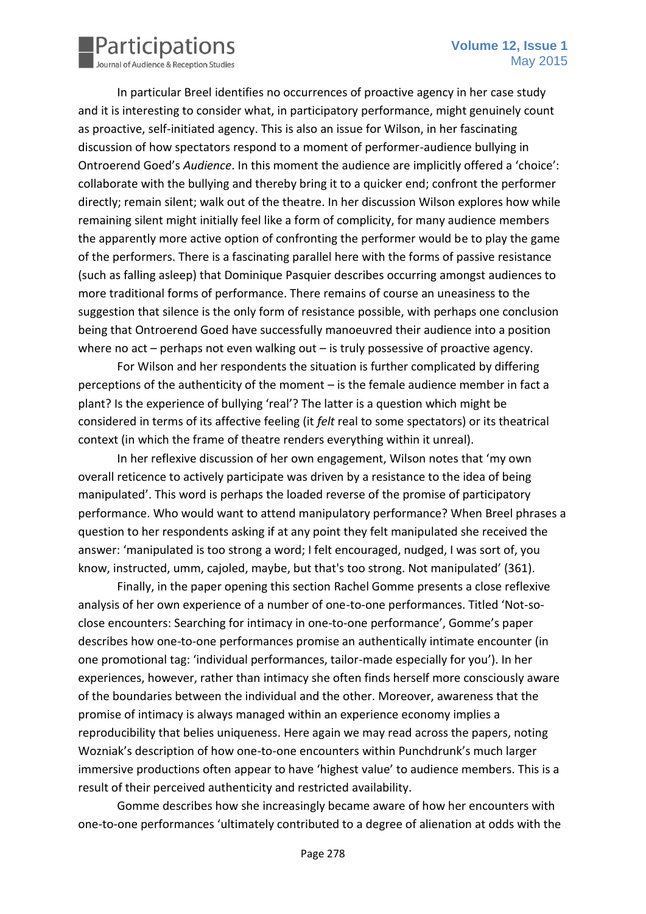In particular Breel identifies no occurrences of proactive agency in her case study and it is interesting to consider what, in participatory performance, might genuinely count as proactive, self-initiated agency. This is also an issue for Wilson, in her fascinating discussion of how spectators respond to a moment of performer-audience bullying in Ontroerend Goed's *Audience*. In this moment the audience are implicitly offered a 'choice': collaborate with the bullying and thereby bring it to a quicker end; confront the performer directly; remain silent; walk out of the theatre. In her discussion Wilson explores how while remaining silent might initially feel like a form of complicity, for many audience members the apparently more active option of confronting the performer would be to play the game of the performers. There is a fascinating parallel here with the forms of passive resistance (such as falling asleep) that Dominique Pasquier describes occurring amongst audiences to more traditional forms of performance. There remains of course an uneasiness to the suggestion that silence is the only form of resistance possible, with perhaps one conclusion being that Ontroerend Goed have successfully manoeuvred their audience into a position where no act – perhaps not even walking out – is truly possessive of proactive agency.

For Wilson and her respondents the situation is further complicated by differing perceptions of the authenticity of the moment – is the female audience member in fact a plant? Is the experience of bullying 'real'? The latter is a question which might be considered in terms of its affective feeling (it *felt* real to some spectators) or its theatrical context (in which the frame of theatre renders everything within it unreal).

In her reflexive discussion of her own engagement, Wilson notes that 'my own overall reticence to actively participate was driven by a resistance to the idea of being manipulated'. This word is perhaps the loaded reverse of the promise of participatory performance. Who would want to attend manipulatory performance? When Breel phrases a question to her respondents asking if at any point they felt manipulated she received the answer: 'manipulated is too strong a word; I felt encouraged, nudged, I was sort of, you know, instructed, umm, cajoled, maybe, but that's too strong. Not manipulated' (361).

Finally, in the paper opening this section Rachel Gomme presents a close reflexive analysis of her own experience of a number of one-to-one performances. Titled 'Not-so-close encounters: Searching for intimacy in one-to-one performance', Gomme's paper describes how one-to-one performances promise an authentically intimate encounter (in one promotional tag: 'individual performances, tailor-made especially for you'). In her experiences, however, rather than intimacy she often finds herself more consciously aware of the boundaries between the individual and the other. Moreover, awareness that the promise of intimacy is always managed within an experience economy implies a reproducibility that belies uniqueness. Here again we may read across the papers, noting Wozniak's description of how one-to-one encounters within Punchdrunk's much larger immersive productions often appear to have 'highest value' to audience members. This is a result of their perceived authenticity and restricted availability.

Gomme describes how she increasingly became aware of how her encounters with one-to-one performances 'ultimately contributed to a degree of alienation at odds with the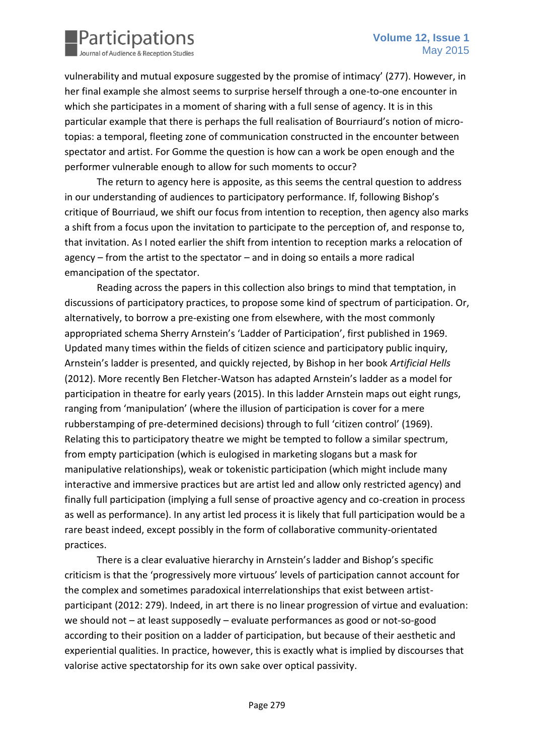vulnerability and mutual exposure suggested by the promise of intimacy' (277). However, in her final example she almost seems to surprise herself through a one-to-one encounter in which she participates in a moment of sharing with a full sense of agency. It is in this particular example that there is perhaps the full realisation of Bourriaurd's notion of micro-topias: a temporal, fleeting zone of communication constructed in the encounter between spectator and artist. For Gomme the question is how can a work be open enough and the performer vulnerable enough to allow for such moments to occur?

The return to agency here is apposite, as this seems the central question to address in our understanding of audiences to participatory performance. If, following Bishop's critique of Bourriaud, we shift our focus from intention to reception, then agency also marks a shift from a focus upon the invitation to participate to the perception of, and response to, that invitation. As I noted earlier the shift from intention to reception marks a relocation of agency – from the artist to the spectator – and in doing so entails a more radical emancipation of the spectator.

Reading across the papers in this collection also brings to mind that temptation, in discussions of participatory practices, to propose some kind of spectrum of participation. Or, alternatively, to borrow a pre-existing one from elsewhere, with the most commonly appropriated schema Sherry Arnstein's 'Ladder of Participation', first published in 1969. Updated many times within the fields of citizen science and participatory public inquiry, Arnstein's ladder is presented, and quickly rejected, by Bishop in her book *Artificial Hells* (2012). More recently Ben Fletcher-Watson has adapted Arnstein's ladder as a model for participation in theatre for early years (2015). In this ladder Arnstein maps out eight rungs, ranging from 'manipulation' (where the illusion of participation is cover for a mere rubberstamping of pre-determined decisions) through to full 'citizen control' (1969). Relating this to participatory theatre we might be tempted to follow a similar spectrum, from empty participation (which is eulogised in marketing slogans but a mask for manipulative relationships), weak or tokenistic participation (which might include many interactive and immersive practices but are artist led and allow only restricted agency) and finally full participation (implying a full sense of proactive agency and co-creation in process as well as performance). In any artist led process it is likely that full participation would be a rare beast indeed, except possibly in the form of collaborative community-orientated practices.

There is a clear evaluative hierarchy in Arnstein's ladder and Bishop's specific criticism is that the 'progressively more virtuous' levels of participation cannot account for the complex and sometimes paradoxical interrelationships that exist between artist-participant (2012: 279). Indeed, in art there is no linear progression of virtue and evaluation: we should not – at least supposedly – evaluate performances as good or not-so-good according to their position on a ladder of participation, but because of their aesthetic and experiential qualities. In practice, however, this is exactly what is implied by discourses that valorise active spectatorship for its own sake over optical passivity.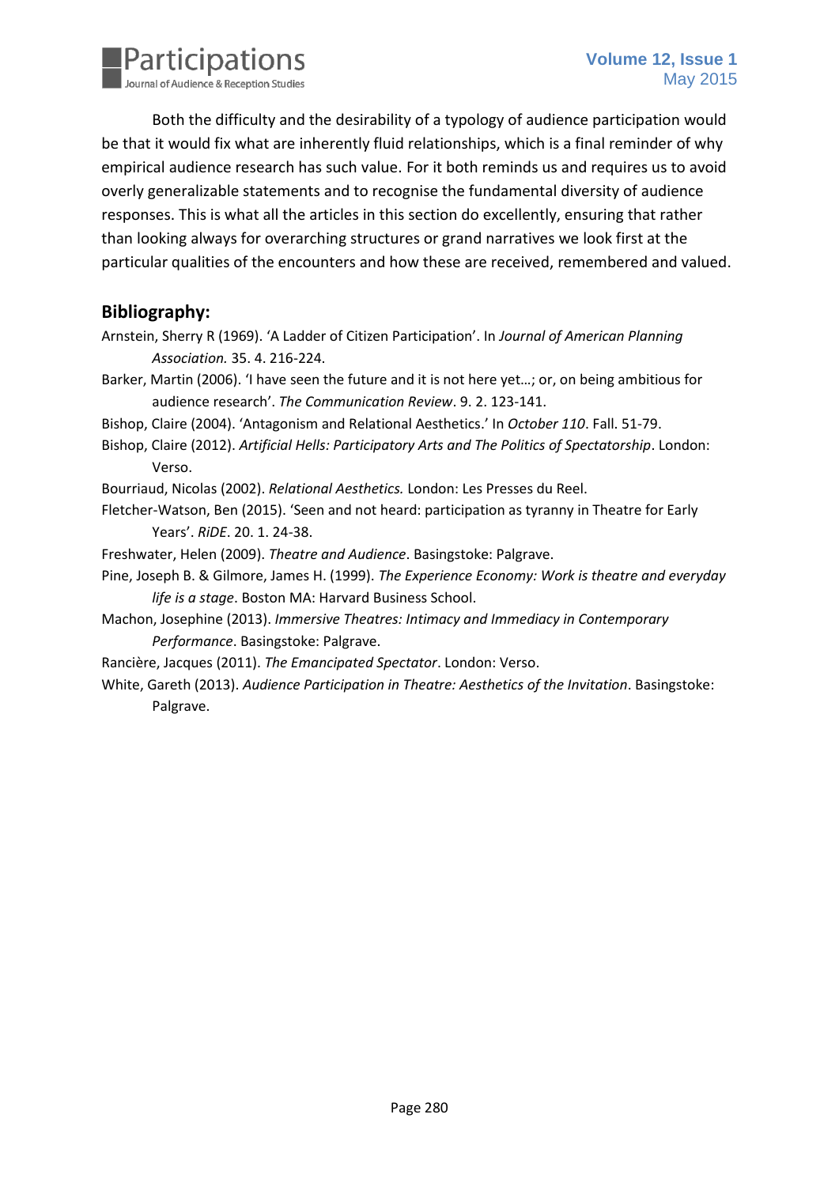Both the difficulty and the desirability of a typology of audience participation would be that it would fix what are inherently fluid relationships, which is a final reminder of why empirical audience research has such value. For it both reminds us and requires us to avoid overly generalizable statements and to recognise the fundamental diversity of audience responses. This is what all the articles in this section do excellently, ensuring that rather than looking always for overarching structures or grand narratives we look first at the particular qualities of the encounters and how these are received, remembered and valued.

## Bibliography:

Arnstein, Sherry R (1969). 'A Ladder of Citizen Participation'. In *Journal of American Planning Association.* 35. 4. 216-224.

Barker, Martin (2006). 'I have seen the future and it is not here yet…; or, on being ambitious for audience research'. *The Communication Review*. 9. 2. 123-141.

Bishop, Claire (2004). 'Antagonism and Relational Aesthetics.' In *October 110*. Fall. 51-79.

Bishop, Claire (2012). *Artificial Hells: Participatory Arts and The Politics of Spectatorship*. London: Verso.

Bourriaud, Nicolas (2002). *Relational Aesthetics.* London: Les Presses du Reel.

Fletcher-Watson, Ben (2015). 'Seen and not heard: participation as tyranny in Theatre for Early Years'. *RiDE*. 20. 1. 24-38.

Freshwater, Helen (2009). *Theatre and Audience*. Basingstoke: Palgrave.

Pine, Joseph B. & Gilmore, James H. (1999). *The Experience Economy: Work is theatre and everyday life is a stage*. Boston MA: Harvard Business School.

Machon, Josephine (2013). *Immersive Theatres: Intimacy and Immediacy in Contemporary Performance*. Basingstoke: Palgrave.

Rancière, Jacques (2011). *The Emancipated Spectator*. London: Verso.

White, Gareth (2013). *Audience Participation in Theatre: Aesthetics of the Invitation*. Basingstoke: Palgrave.